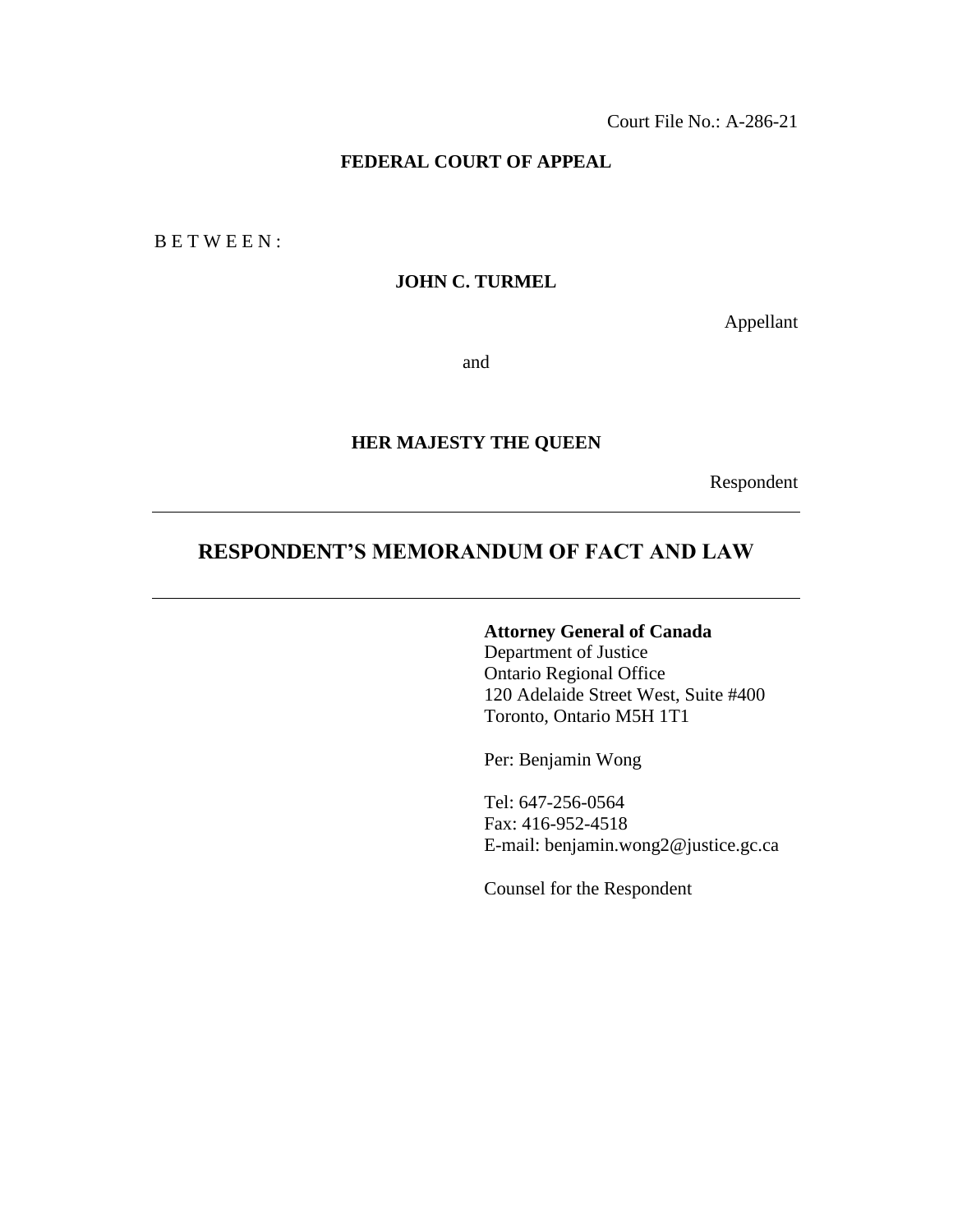Court File No.: A-286-21

**FEDERAL COURT OF APPEAL**

B E T W E E N :

**JOHN C. TURMEL**

Appellant

and

**HER MAJESTY THE QUEEN**

Respondent

---

# RESPONDENT'S MEMORANDUM OF FACT AND LAW

---

**Attorney General of Canada**
Department of Justice
Ontario Regional Office
120 Adelaide Street West, Suite #400
Toronto, Ontario M5H 1T1

Per: Benjamin Wong

Tel: 647-256-0564
Fax: 416-952-4518
E-mail: benjamin.wong2@justice.gc.ca

Counsel for the Respondent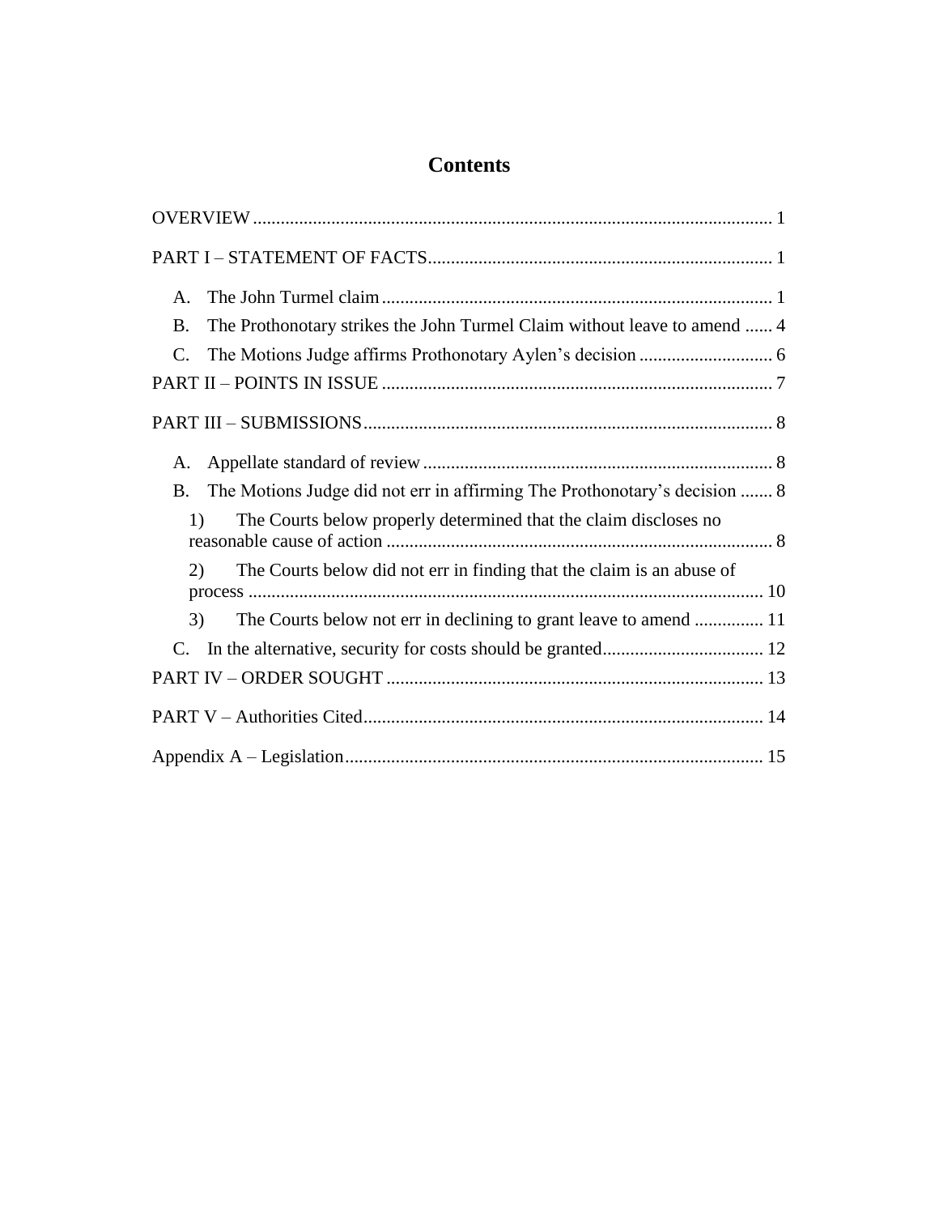# Contents

OVERVIEW ................................................................................................................ 1

PART I – STATEMENT OF FACTS.......................................................................... 1

- A. The John Turmel claim .................................................................................... 1
- B. The Prothonotary strikes the John Turmel Claim without leave to amend ...... 4
- C. The Motions Judge affirms Prothonotary Aylen's decision ............................. 6

PART II – POINTS IN ISSUE .................................................................................... 7

PART III – SUBMISSIONS........................................................................................ 8

- A. Appellate standard of review ........................................................................... 8
- B. The Motions Judge did not err in affirming The Prothonotary's decision ....... 8
  - 1) The Courts below properly determined that the claim discloses no reasonable cause of action ................................................................................... 8
  - 2) The Courts below did not err in finding that the claim is an abuse of process ............................................................................................................... 10
  - 3) The Courts below not err in declining to grant leave to amend ............... 11
- C. In the alternative, security for costs should be granted................................... 12

PART IV – ORDER SOUGHT ................................................................................. 13

PART V – Authorities Cited...................................................................................... 14

Appendix A – Legislation.......................................................................................... 15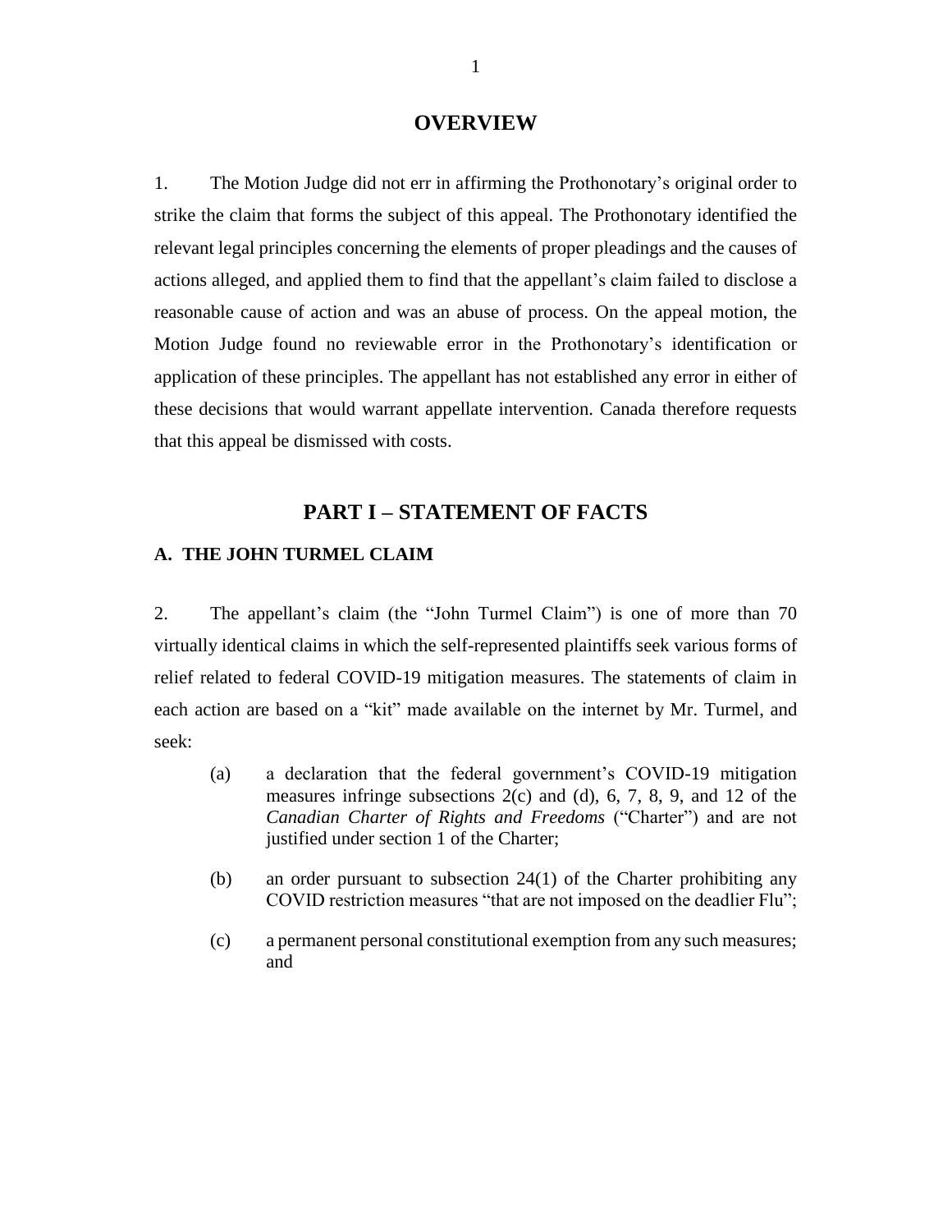## OVERVIEW

1. The Motion Judge did not err in affirming the Prothonotary's original order to strike the claim that forms the subject of this appeal. The Prothonotary identified the relevant legal principles concerning the elements of proper pleadings and the causes of actions alleged, and applied them to find that the appellant's claim failed to disclose a reasonable cause of action and was an abuse of process. On the appeal motion, the Motion Judge found no reviewable error in the Prothonotary's identification or application of these principles. The appellant has not established any error in either of these decisions that would warrant appellate intervention. Canada therefore requests that this appeal be dismissed with costs.

## PART I – STATEMENT OF FACTS

### A. THE JOHN TURMEL CLAIM

2. The appellant's claim (the "John Turmel Claim") is one of more than 70 virtually identical claims in which the self-represented plaintiffs seek various forms of relief related to federal COVID-19 mitigation measures. The statements of claim in each action are based on a "kit" made available on the internet by Mr. Turmel, and seek:

(a) a declaration that the federal government's COVID-19 mitigation measures infringe subsections 2(c) and (d), 6, 7, 8, 9, and 12 of the *Canadian Charter of Rights and Freedoms* ("Charter") and are not justified under section 1 of the Charter;

(b) an order pursuant to subsection 24(1) of the Charter prohibiting any COVID restriction measures "that are not imposed on the deadlier Flu";

(c) a permanent personal constitutional exemption from any such measures; and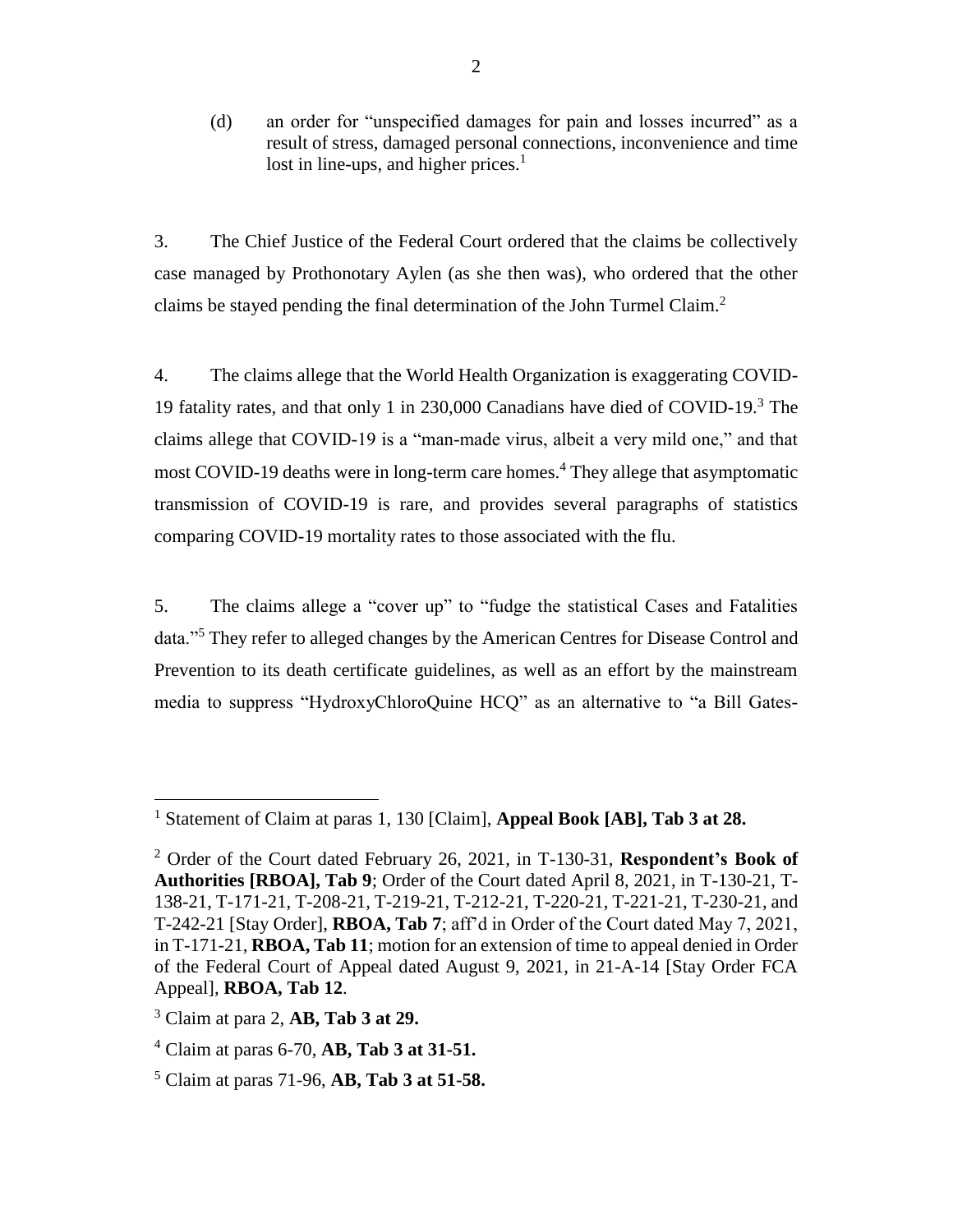(d) an order for "unspecified damages for pain and losses incurred" as a result of stress, damaged personal connections, inconvenience and time lost in line-ups, and higher prices.[1]

3. The Chief Justice of the Federal Court ordered that the claims be collectively case managed by Prothonotary Aylen (as she then was), who ordered that the other claims be stayed pending the final determination of the John Turmel Claim.[2]

4. The claims allege that the World Health Organization is exaggerating COVID-19 fatality rates, and that only 1 in 230,000 Canadians have died of COVID-19.[3] The claims allege that COVID-19 is a "man-made virus, albeit a very mild one," and that most COVID-19 deaths were in long-term care homes.[4] They allege that asymptomatic transmission of COVID-19 is rare, and provides several paragraphs of statistics comparing COVID-19 mortality rates to those associated with the flu.

5. The claims allege a "cover up" to "fudge the statistical Cases and Fatalities data."[5] They refer to alleged changes by the American Centres for Disease Control and Prevention to its death certificate guidelines, as well as an effort by the mainstream media to suppress "HydroxyChloroQuine HCQ" as an alternative to "a Bill Gates-

---

[1] Statement of Claim at paras 1, 130 [Claim], **Appeal Book [AB], Tab 3 at 28.**

[2] Order of the Court dated February 26, 2021, in T-130-31, **Respondent's Book of Authorities [RBOA], Tab 9**; Order of the Court dated April 8, 2021, in T-130-21, T-138-21, T-171-21, T-208-21, T-219-21, T-212-21, T-220-21, T-221-21, T-230-21, and T-242-21 [Stay Order], **RBOA, Tab 7**; aff'd in Order of the Court dated May 7, 2021, in T-171-21, **RBOA, Tab 11**; motion for an extension of time to appeal denied in Order of the Federal Court of Appeal dated August 9, 2021, in 21-A-14 [Stay Order FCA Appeal], **RBOA, Tab 12**.

[3] Claim at para 2, **AB, Tab 3 at 29.**

[4] Claim at paras 6-70, **AB, Tab 3 at 31-51.**

[5] Claim at paras 71-96, **AB, Tab 3 at 51-58.**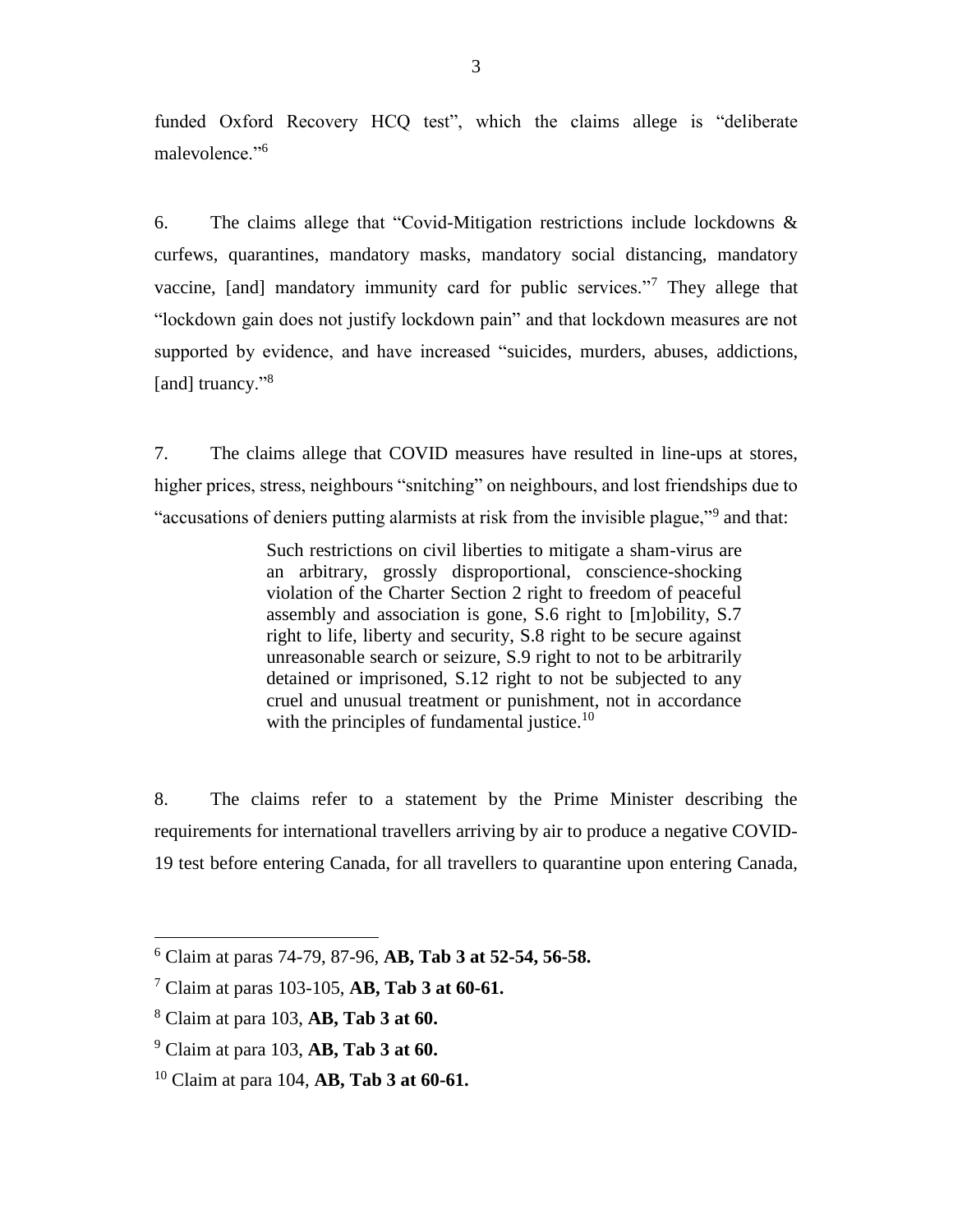funded Oxford Recovery HCQ test", which the claims allege is "deliberate malevolence."[6]

6. The claims allege that "Covid-Mitigation restrictions include lockdowns & curfews, quarantines, mandatory masks, mandatory social distancing, mandatory vaccine, [and] mandatory immunity card for public services."[7] They allege that "lockdown gain does not justify lockdown pain" and that lockdown measures are not supported by evidence, and have increased "suicides, murders, abuses, addictions, [and] truancy."[8]

7. The claims allege that COVID measures have resulted in line-ups at stores, higher prices, stress, neighbours "snitching" on neighbours, and lost friendships due to "accusations of deniers putting alarmists at risk from the invisible plague,"[9] and that:

> Such restrictions on civil liberties to mitigate a sham-virus are an arbitrary, grossly disproportional, conscience-shocking violation of the Charter Section 2 right to freedom of peaceful assembly and association is gone, S.6 right to [m]obility, S.7 right to life, liberty and security, S.8 right to be secure against unreasonable search or seizure, S.9 right to not to be arbitrarily detained or imprisoned, S.12 right to not be subjected to any cruel and unusual treatment or punishment, not in accordance with the principles of fundamental justice.[10]

8. The claims refer to a statement by the Prime Minister describing the requirements for international travellers arriving by air to produce a negative COVID-19 test before entering Canada, for all travellers to quarantine upon entering Canada,

---

[6] Claim at paras 74-79, 87-96, **AB, Tab 3 at 52-54, 56-58.**

[7] Claim at paras 103-105, **AB, Tab 3 at 60-61.**

[8] Claim at para 103, **AB, Tab 3 at 60.**

[9] Claim at para 103, **AB, Tab 3 at 60.**

[10] Claim at para 104, **AB, Tab 3 at 60-61.**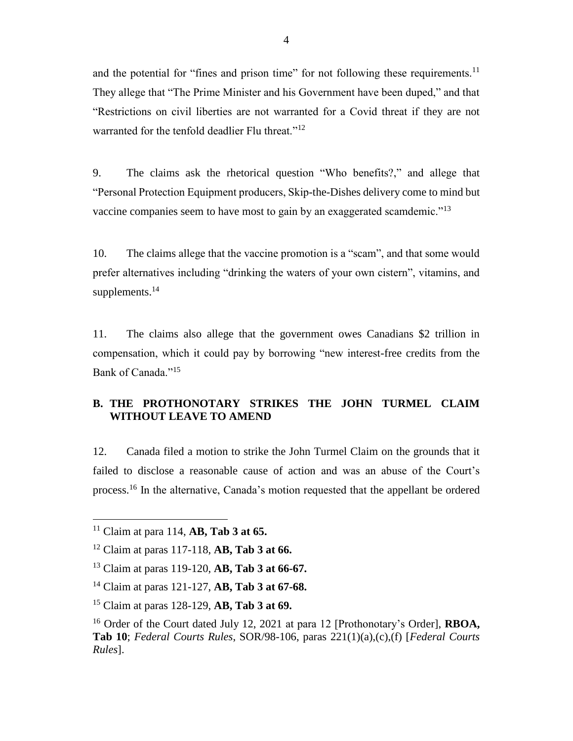and the potential for "fines and prison time" for not following these requirements.[11] They allege that "The Prime Minister and his Government have been duped," and that "Restrictions on civil liberties are not warranted for a Covid threat if they are not warranted for the tenfold deadlier Flu threat."[12]

9. The claims ask the rhetorical question "Who benefits?," and allege that "Personal Protection Equipment producers, Skip-the-Dishes delivery come to mind but vaccine companies seem to have most to gain by an exaggerated scamdemic."[13]

10. The claims allege that the vaccine promotion is a "scam", and that some would prefer alternatives including "drinking the waters of your own cistern", vitamins, and supplements.[14]

11. The claims also allege that the government owes Canadians $2 trillion in compensation, which it could pay by borrowing "new interest-free credits from the Bank of Canada."[15]

## B. THE PROTHONOTARY STRIKES THE JOHN TURMEL CLAIM WITHOUT LEAVE TO AMEND

12. Canada filed a motion to strike the John Turmel Claim on the grounds that it failed to disclose a reasonable cause of action and was an abuse of the Court's process.[16] In the alternative, Canada's motion requested that the appellant be ordered

---

[11] Claim at para 114, **AB, Tab 3 at 65.**

[12] Claim at paras 117-118, **AB, Tab 3 at 66.**

[13] Claim at paras 119-120, **AB, Tab 3 at 66-67.**

[14] Claim at paras 121-127, **AB, Tab 3 at 67-68.**

[15] Claim at paras 128-129, **AB, Tab 3 at 69.**

[16] Order of the Court dated July 12, 2021 at para 12 [Prothonotary's Order], **RBOA, Tab 10**; *Federal Courts Rules*, SOR/98-106, paras 221(1)(a),(c),(f) [*Federal Courts Rules*].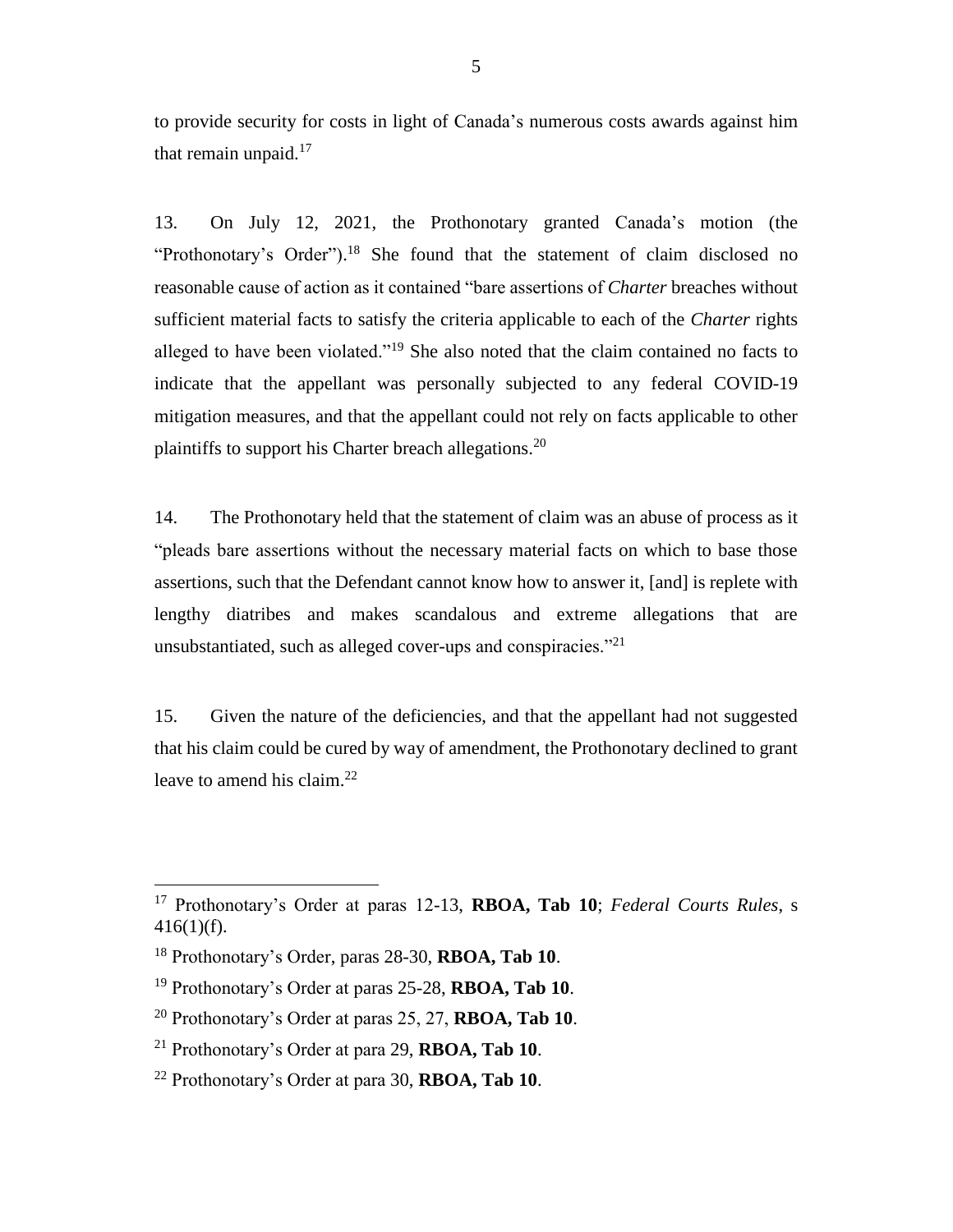to provide security for costs in light of Canada's numerous costs awards against him that remain unpaid.[17]

13. On July 12, 2021, the Prothonotary granted Canada's motion (the "Prothonotary's Order").[18] She found that the statement of claim disclosed no reasonable cause of action as it contained "bare assertions of *Charter* breaches without sufficient material facts to satisfy the criteria applicable to each of the *Charter* rights alleged to have been violated."[19] She also noted that the claim contained no facts to indicate that the appellant was personally subjected to any federal COVID-19 mitigation measures, and that the appellant could not rely on facts applicable to other plaintiffs to support his Charter breach allegations.[20]

14. The Prothonotary held that the statement of claim was an abuse of process as it "pleads bare assertions without the necessary material facts on which to base those assertions, such that the Defendant cannot know how to answer it, [and] is replete with lengthy diatribes and makes scandalous and extreme allegations that are unsubstantiated, such as alleged cover-ups and conspiracies."[21]

15. Given the nature of the deficiencies, and that the appellant had not suggested that his claim could be cured by way of amendment, the Prothonotary declined to grant leave to amend his claim.[22]

---

[17] Prothonotary's Order at paras 12-13, **RBOA, Tab 10**; *Federal Courts Rules*, s 416(1)(f).

[18] Prothonotary's Order, paras 28-30, **RBOA, Tab 10**.

[19] Prothonotary's Order at paras 25-28, **RBOA, Tab 10**.

[20] Prothonotary's Order at paras 25, 27, **RBOA, Tab 10**.

[21] Prothonotary's Order at para 29, **RBOA, Tab 10**.

[22] Prothonotary's Order at para 30, **RBOA, Tab 10**.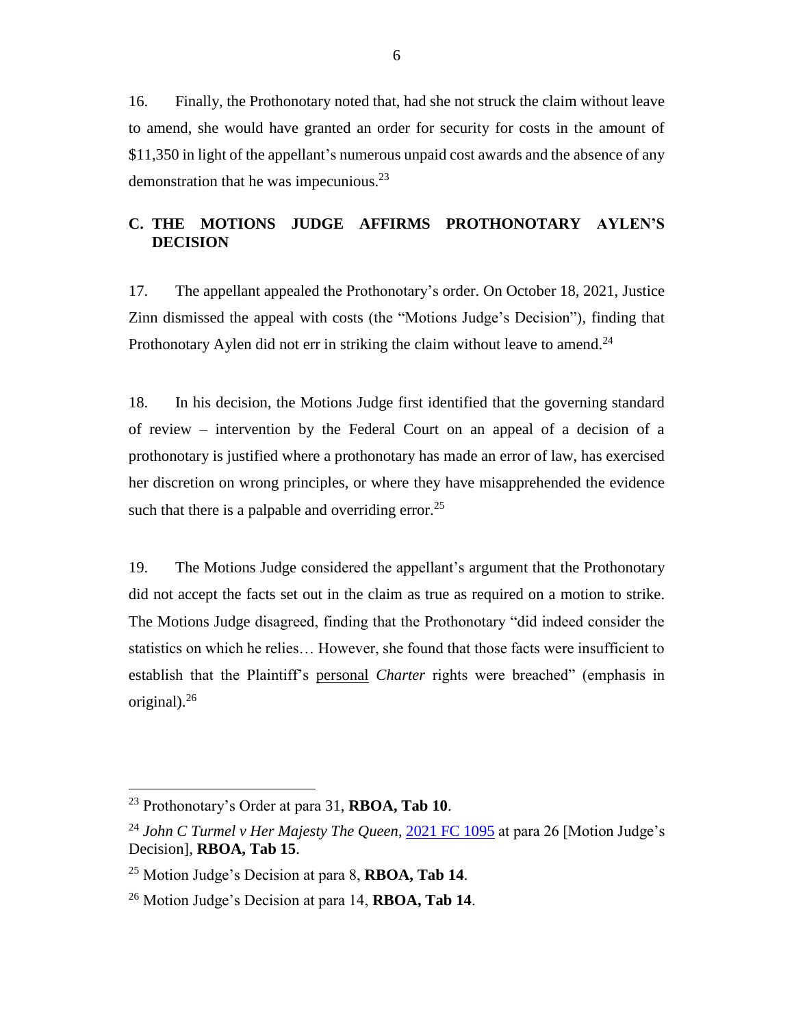16. Finally, the Prothonotary noted that, had she not struck the claim without leave to amend, she would have granted an order for security for costs in the amount of $11,350 in light of the appellant's numerous unpaid cost awards and the absence of any demonstration that he was impecunious.[23]

## C. THE MOTIONS JUDGE AFFIRMS PROTHONOTARY AYLEN'S DECISION

17. The appellant appealed the Prothonotary's order. On October 18, 2021, Justice Zinn dismissed the appeal with costs (the "Motions Judge's Decision"), finding that Prothonotary Aylen did not err in striking the claim without leave to amend.[24]

18. In his decision, the Motions Judge first identified that the governing standard of review – intervention by the Federal Court on an appeal of a decision of a prothonotary is justified where a prothonotary has made an error of law, has exercised her discretion on wrong principles, or where they have misapprehended the evidence such that there is a palpable and overriding error.[25]

19. The Motions Judge considered the appellant's argument that the Prothonotary did not accept the facts set out in the claim as true as required on a motion to strike. The Motions Judge disagreed, finding that the Prothonotary "did indeed consider the statistics on which he relies… However, she found that those facts were insufficient to establish that the Plaintiff's <u>personal</u> *Charter* rights were breached" (emphasis in original).[26]

---

[23] Prothonotary's Order at para 31, **RBOA, Tab 10**.

[24] *John C Turmel v Her Majesty The Queen*, 2021 FC 1095 at para 26 [Motion Judge's Decision], **RBOA, Tab 15**.

[25] Motion Judge's Decision at para 8, **RBOA, Tab 14**.

[26] Motion Judge's Decision at para 14, **RBOA, Tab 14**.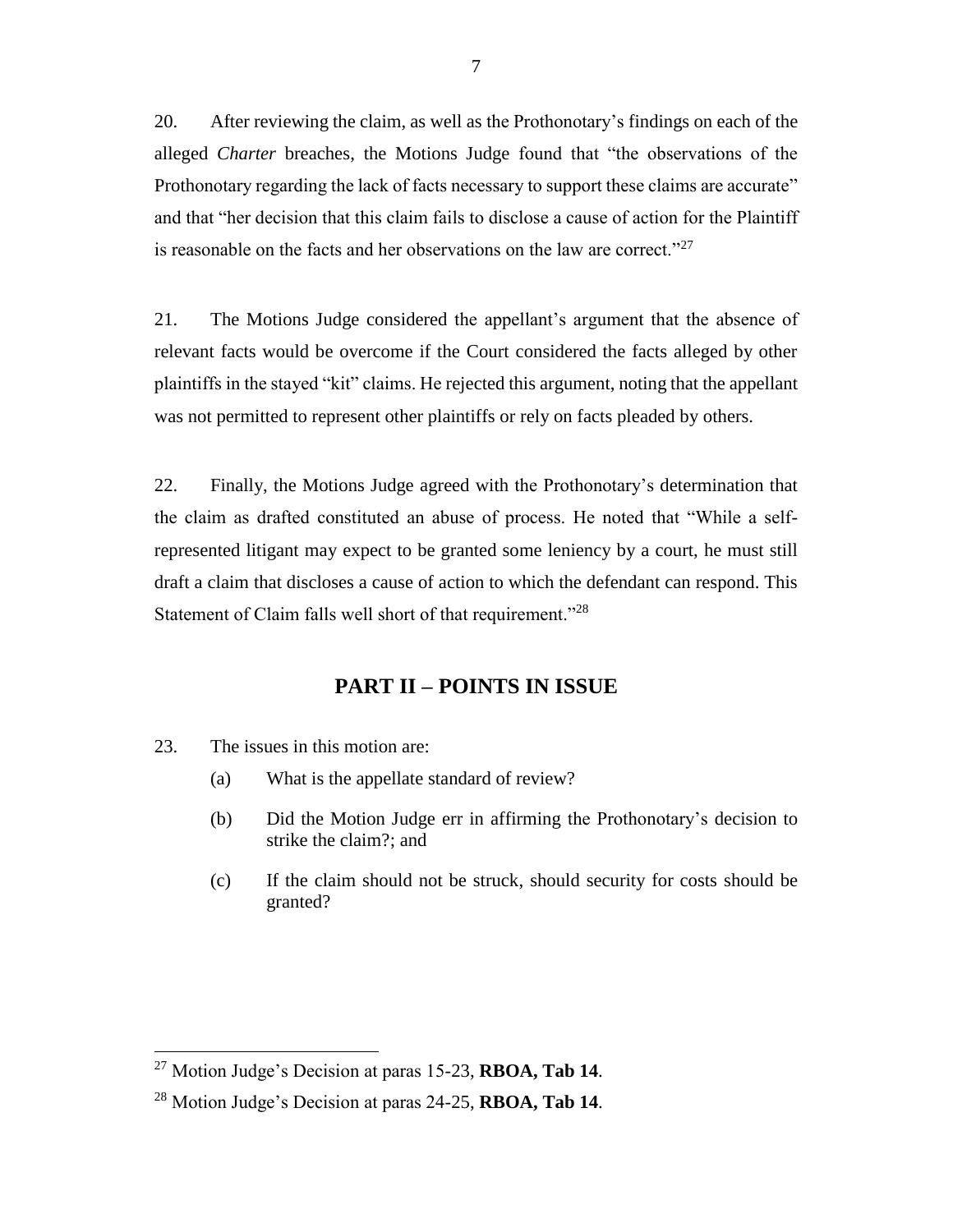20. After reviewing the claim, as well as the Prothonotary's findings on each of the alleged *Charter* breaches, the Motions Judge found that "the observations of the Prothonotary regarding the lack of facts necessary to support these claims are accurate" and that "her decision that this claim fails to disclose a cause of action for the Plaintiff is reasonable on the facts and her observations on the law are correct."[27]

21. The Motions Judge considered the appellant's argument that the absence of relevant facts would be overcome if the Court considered the facts alleged by other plaintiffs in the stayed "kit" claims. He rejected this argument, noting that the appellant was not permitted to represent other plaintiffs or rely on facts pleaded by others.

22. Finally, the Motions Judge agreed with the Prothonotary's determination that the claim as drafted constituted an abuse of process. He noted that "While a self-represented litigant may expect to be granted some leniency by a court, he must still draft a claim that discloses a cause of action to which the defendant can respond. This Statement of Claim falls well short of that requirement."[28]

## PART II – POINTS IN ISSUE

23. The issues in this motion are:

(a) What is the appellate standard of review?

(b) Did the Motion Judge err in affirming the Prothonotary's decision to strike the claim?; and

(c) If the claim should not be struck, should security for costs should be granted?

---

[27] Motion Judge's Decision at paras 15-23, **RBOA, Tab 14**.

[28] Motion Judge's Decision at paras 24-25, **RBOA, Tab 14**.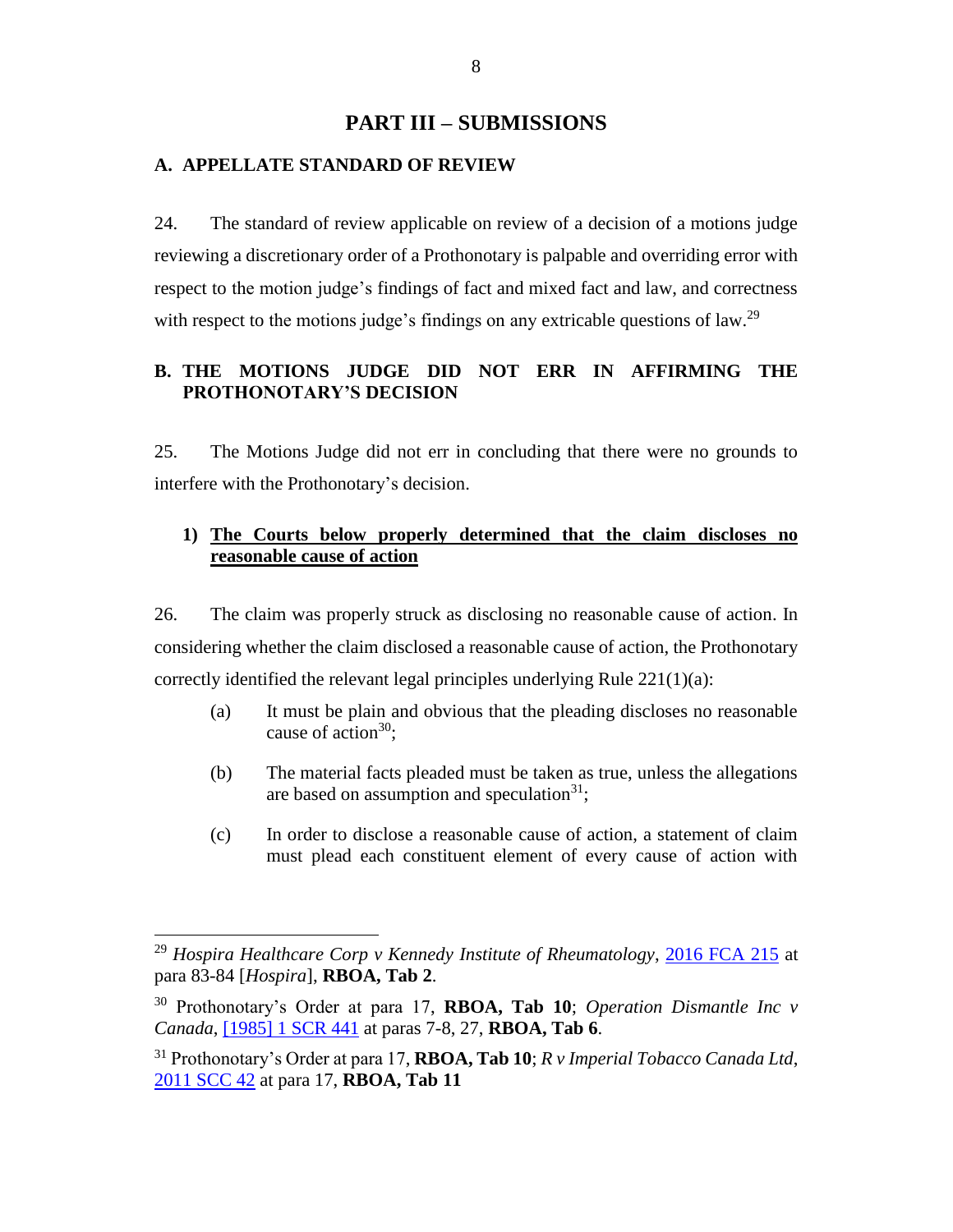# PART III – SUBMISSIONS

## A. APPELLATE STANDARD OF REVIEW

24. The standard of review applicable on review of a decision of a motions judge reviewing a discretionary order of a Prothonotary is palpable and overriding error with respect to the motion judge's findings of fact and mixed fact and law, and correctness with respect to the motions judge's findings on any extricable questions of law.[29]

## B. THE MOTIONS JUDGE DID NOT ERR IN AFFIRMING THE PROTHONOTARY'S DECISION

25. The Motions Judge did not err in concluding that there were no grounds to interfere with the Prothonotary's decision.

### 1) The Courts below properly determined that the claim discloses no reasonable cause of action

26. The claim was properly struck as disclosing no reasonable cause of action. In considering whether the claim disclosed a reasonable cause of action, the Prothonotary correctly identified the relevant legal principles underlying Rule 221(1)(a):

(a) It must be plain and obvious that the pleading discloses no reasonable cause of action[30];

(b) The material facts pleaded must be taken as true, unless the allegations are based on assumption and speculation[31];

(c) In order to disclose a reasonable cause of action, a statement of claim must plead each constituent element of every cause of action with

---

[29] *Hospira Healthcare Corp v Kennedy Institute of Rheumatology*, 2016 FCA 215 at para 83-84 [*Hospira*], **RBOA, Tab 2**.

[30] Prothonotary's Order at para 17, **RBOA, Tab 10**; *Operation Dismantle Inc v Canada*, [1985] 1 SCR 441 at paras 7-8, 27, **RBOA, Tab 6**.

[31] Prothonotary's Order at para 17, **RBOA, Tab 10**; *R v Imperial Tobacco Canada Ltd*, 2011 SCC 42 at para 17, **RBOA, Tab 11**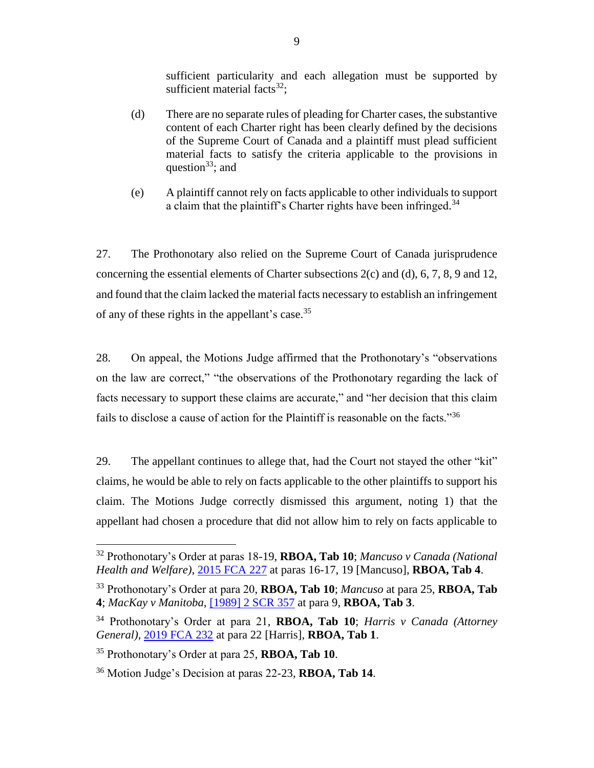sufficient particularity and each allegation must be supported by sufficient material facts[32];

(d) There are no separate rules of pleading for Charter cases, the substantive content of each Charter right has been clearly defined by the decisions of the Supreme Court of Canada and a plaintiff must plead sufficient material facts to satisfy the criteria applicable to the provisions in question[33]; and

(e) A plaintiff cannot rely on facts applicable to other individuals to support a claim that the plaintiff's Charter rights have been infringed.[34]

27. The Prothonotary also relied on the Supreme Court of Canada jurisprudence concerning the essential elements of Charter subsections 2(c) and (d), 6, 7, 8, 9 and 12, and found that the claim lacked the material facts necessary to establish an infringement of any of these rights in the appellant's case.[35]

28. On appeal, the Motions Judge affirmed that the Prothonotary's "observations on the law are correct," "the observations of the Prothonotary regarding the lack of facts necessary to support these claims are accurate," and "her decision that this claim fails to disclose a cause of action for the Plaintiff is reasonable on the facts."[36]

29. The appellant continues to allege that, had the Court not stayed the other "kit" claims, he would be able to rely on facts applicable to the other plaintiffs to support his claim. The Motions Judge correctly dismissed this argument, noting 1) that the appellant had chosen a procedure that did not allow him to rely on facts applicable to

---

[32] Prothonotary's Order at paras 18-19, **RBOA, Tab 10**; *Mancuso v Canada (National Health and Welfare)*, 2015 FCA 227 at paras 16-17, 19 [Mancuso], **RBOA, Tab 4**.

[33] Prothonotary's Order at para 20, **RBOA, Tab 10**; *Mancuso* at para 25, **RBOA, Tab 4**; *MacKay v Manitoba*, [1989] 2 SCR 357 at para 9, **RBOA, Tab 3**.

[34] Prothonotary's Order at para 21, **RBOA, Tab 10**; *Harris v Canada (Attorney General)*, 2019 FCA 232 at para 22 [Harris], **RBOA, Tab 1**.

[35] Prothonotary's Order at para 25, **RBOA, Tab 10**.

[36] Motion Judge's Decision at paras 22-23, **RBOA, Tab 14**.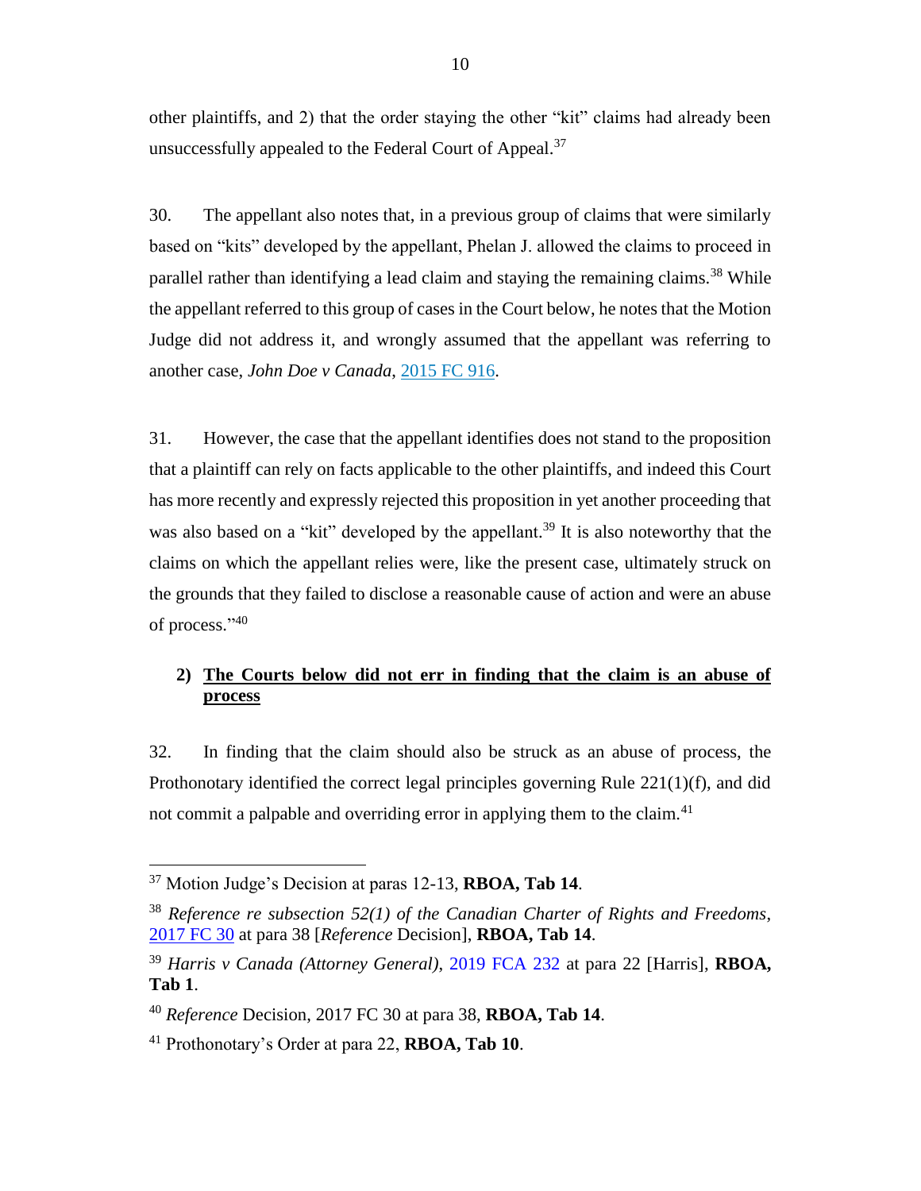other plaintiffs, and 2) that the order staying the other "kit" claims had already been unsuccessfully appealed to the Federal Court of Appeal.[37]

30. The appellant also notes that, in a previous group of claims that were similarly based on "kits" developed by the appellant, Phelan J. allowed the claims to proceed in parallel rather than identifying a lead claim and staying the remaining claims.[38] While the appellant referred to this group of cases in the Court below, he notes that the Motion Judge did not address it, and wrongly assumed that the appellant was referring to another case, *John Doe v Canada*, 2015 FC 916.

31. However, the case that the appellant identifies does not stand to the proposition that a plaintiff can rely on facts applicable to the other plaintiffs, and indeed this Court has more recently and expressly rejected this proposition in yet another proceeding that was also based on a "kit" developed by the appellant.[39] It is also noteworthy that the claims on which the appellant relies were, like the present case, ultimately struck on the grounds that they failed to disclose a reasonable cause of action and were an abuse of process."[40]

**2) <u>The Courts below did not err in finding that the claim is an abuse of process</u>**

32. In finding that the claim should also be struck as an abuse of process, the Prothonotary identified the correct legal principles governing Rule 221(1)(f), and did not commit a palpable and overriding error in applying them to the claim.[41]

---

[37] Motion Judge's Decision at paras 12-13, **RBOA, Tab 14**.

[38] *Reference re subsection 52(1) of the Canadian Charter of Rights and Freedoms*, 2017 FC 30 at para 38 [*Reference* Decision], **RBOA, Tab 14**.

[39] *Harris v Canada (Attorney General)*, 2019 FCA 232 at para 22 [Harris], **RBOA, Tab 1**.

[40] *Reference* Decision, 2017 FC 30 at para 38, **RBOA, Tab 14**.

[41] Prothonotary's Order at para 22, **RBOA, Tab 10**.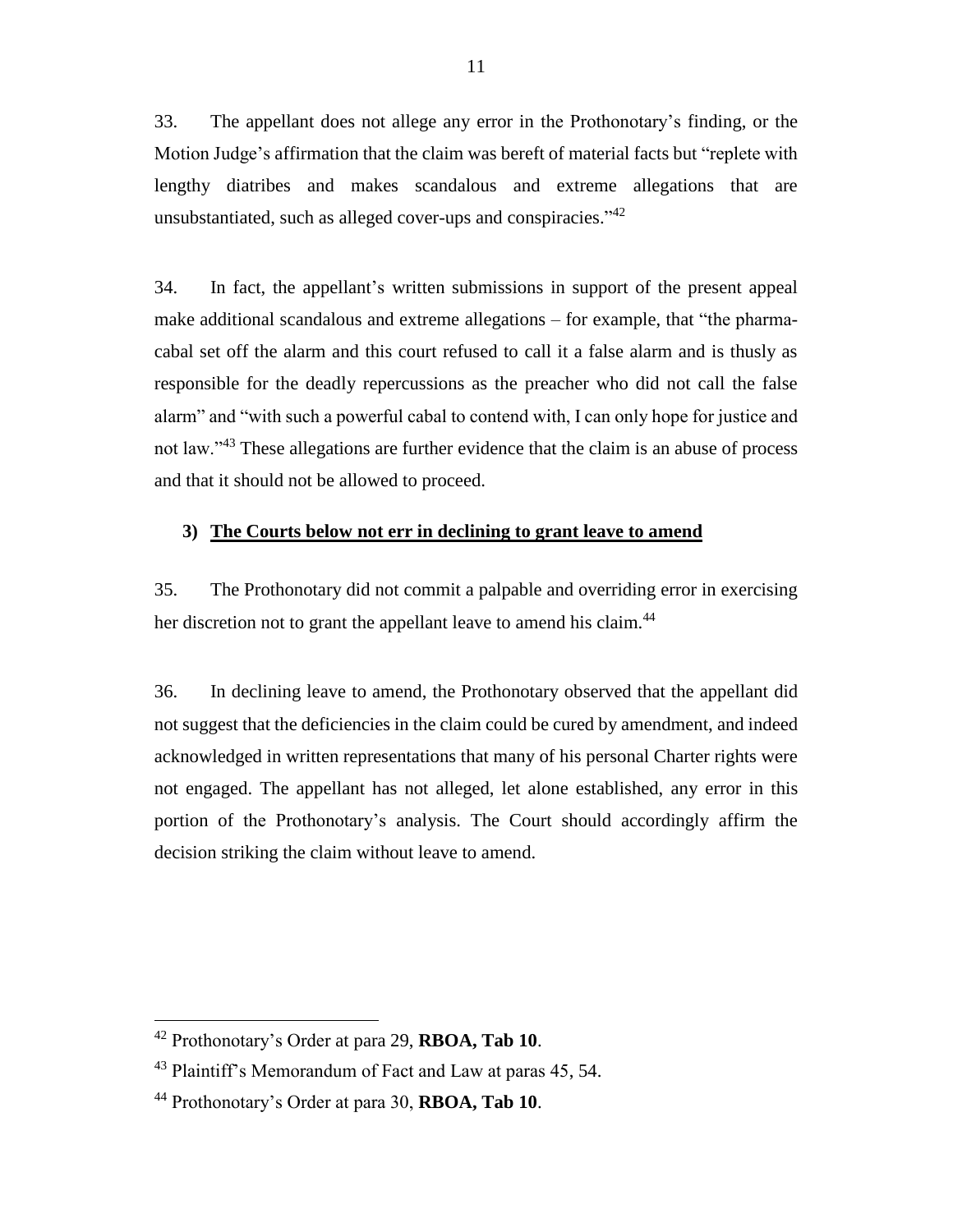33. The appellant does not allege any error in the Prothonotary's finding, or the Motion Judge's affirmation that the claim was bereft of material facts but "replete with lengthy diatribes and makes scandalous and extreme allegations that are unsubstantiated, such as alleged cover-ups and conspiracies."[42]

34. In fact, the appellant's written submissions in support of the present appeal make additional scandalous and extreme allegations – for example, that "the pharma-cabal set off the alarm and this court refused to call it a false alarm and is thusly as responsible for the deadly repercussions as the preacher who did not call the false alarm" and "with such a powerful cabal to contend with, I can only hope for justice and not law."[43] These allegations are further evidence that the claim is an abuse of process and that it should not be allowed to proceed.

### 3) <u>The Courts below not err in declining to grant leave to amend</u>

35. The Prothonotary did not commit a palpable and overriding error in exercising her discretion not to grant the appellant leave to amend his claim.[44]

36. In declining leave to amend, the Prothonotary observed that the appellant did not suggest that the deficiencies in the claim could be cured by amendment, and indeed acknowledged in written representations that many of his personal Charter rights were not engaged. The appellant has not alleged, let alone established, any error in this portion of the Prothonotary's analysis. The Court should accordingly affirm the decision striking the claim without leave to amend.

---

[42] Prothonotary's Order at para 29, **RBOA, Tab 10**.

[43] Plaintiff's Memorandum of Fact and Law at paras 45, 54.

[44] Prothonotary's Order at para 30, **RBOA, Tab 10**.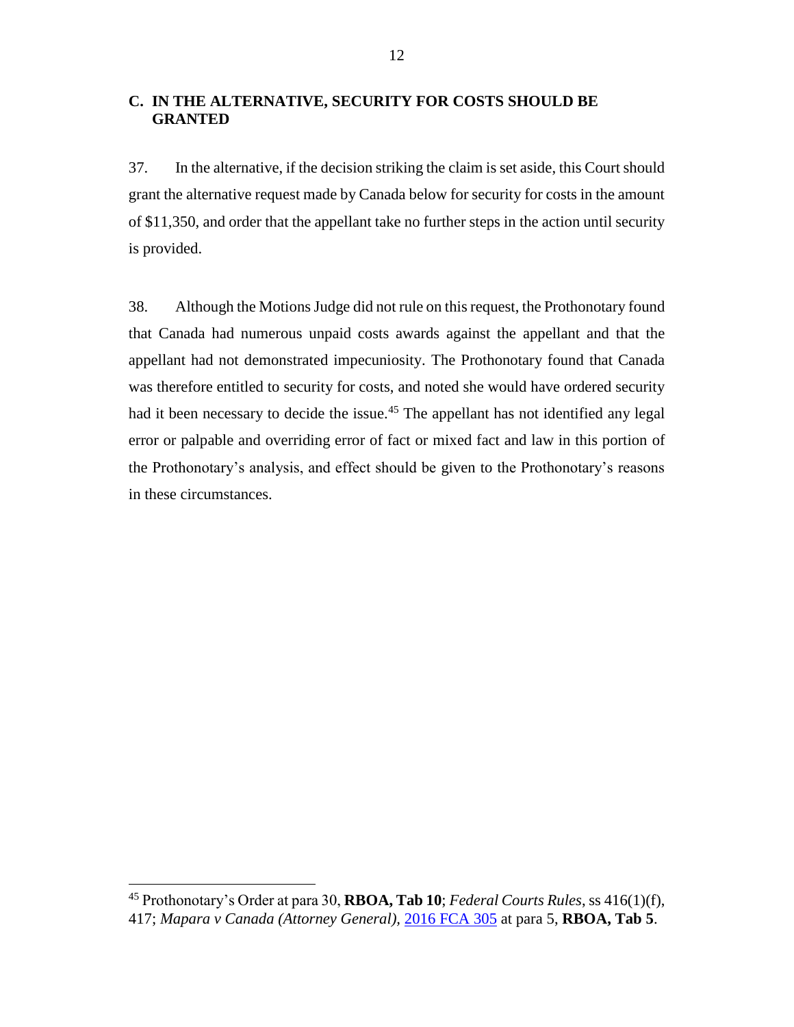## C. IN THE ALTERNATIVE, SECURITY FOR COSTS SHOULD BE GRANTED

37. In the alternative, if the decision striking the claim is set aside, this Court should grant the alternative request made by Canada below for security for costs in the amount of $11,350, and order that the appellant take no further steps in the action until security is provided.

38. Although the Motions Judge did not rule on this request, the Prothonotary found that Canada had numerous unpaid costs awards against the appellant and that the appellant had not demonstrated impecuniosity. The Prothonotary found that Canada was therefore entitled to security for costs, and noted she would have ordered security had it been necessary to decide the issue.[45] The appellant has not identified any legal error or palpable and overriding error of fact or mixed fact and law in this portion of the Prothonotary's analysis, and effect should be given to the Prothonotary's reasons in these circumstances.

---

[45] Prothonotary's Order at para 30, **RBOA, Tab 10**; *Federal Courts Rules*, ss 416(1)(f), 417; *Mapara v Canada (Attorney General),* 2016 FCA 305 at para 5, **RBOA, Tab 5**.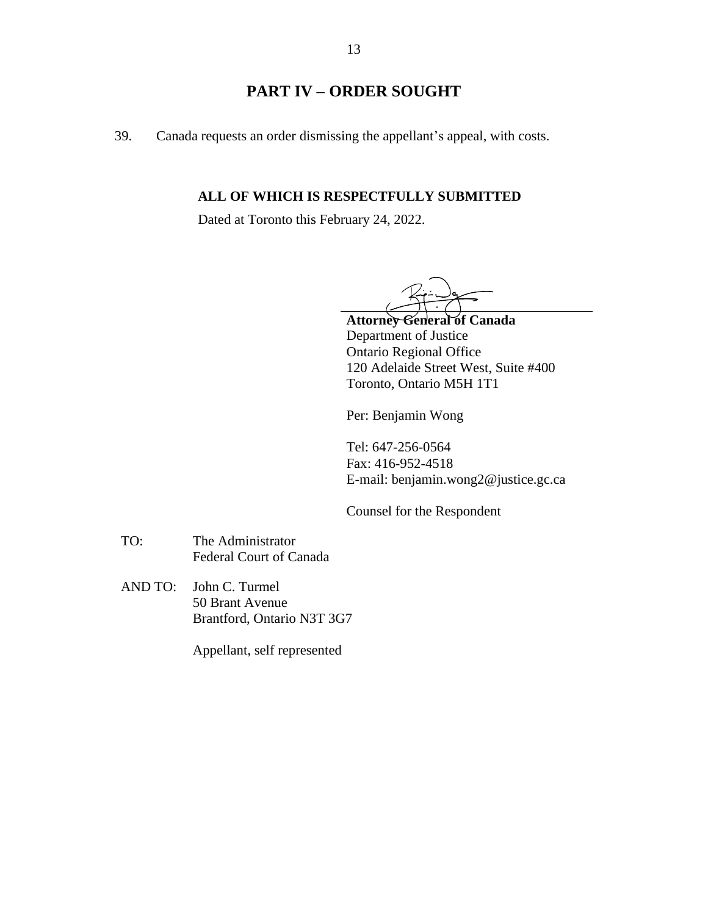## PART IV – ORDER SOUGHT

39. Canada requests an order dismissing the appellant's appeal, with costs.

**ALL OF WHICH IS RESPECTFULLY SUBMITTED**

Dated at Toronto this February 24, 2022.

**Attorney General of Canada**
Department of Justice
Ontario Regional Office
120 Adelaide Street West, Suite #400
Toronto, Ontario M5H 1T1

Per: Benjamin Wong

Tel: 647-256-0564
Fax: 416-952-4518
E-mail: benjamin.wong2@justice.gc.ca

Counsel for the Respondent

TO: The Administrator
Federal Court of Canada

AND TO: John C. Turmel
50 Brant Avenue
Brantford, Ontario N3T 3G7

Appellant, self represented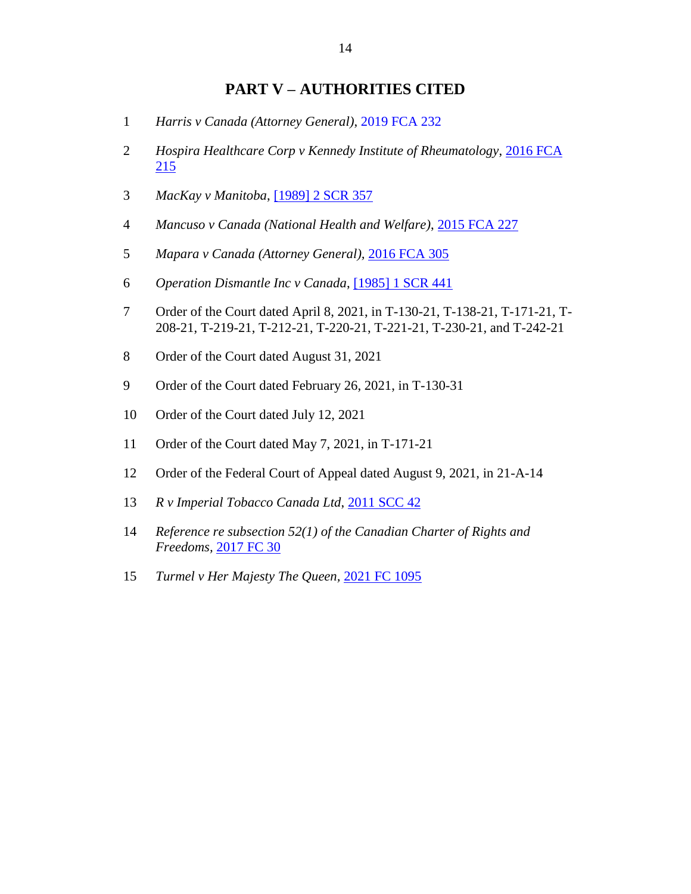## PART V – AUTHORITIES CITED

1. *Harris v Canada (Attorney General)*, 2019 FCA 232

2. *Hospira Healthcare Corp v Kennedy Institute of Rheumatology*, 2016 FCA 215

3. *MacKay v Manitoba*, [1989] 2 SCR 357

4. *Mancuso v Canada (National Health and Welfare)*, 2015 FCA 227

5. *Mapara v Canada (Attorney General)*, 2016 FCA 305

6. *Operation Dismantle Inc v Canada*, [1985] 1 SCR 441

7. Order of the Court dated April 8, 2021, in T-130-21, T-138-21, T-171-21, T-208-21, T-219-21, T-212-21, T-220-21, T-221-21, T-230-21, and T-242-21

8. Order of the Court dated August 31, 2021

9. Order of the Court dated February 26, 2021, in T-130-31

10. Order of the Court dated July 12, 2021

11. Order of the Court dated May 7, 2021, in T-171-21

12. Order of the Federal Court of Appeal dated August 9, 2021, in 21-A-14

13. *R v Imperial Tobacco Canada Ltd*, 2011 SCC 42

14. *Reference re subsection 52(1) of the Canadian Charter of Rights and Freedoms*, 2017 FC 30

15. *Turmel v Her Majesty The Queen*, 2021 FC 1095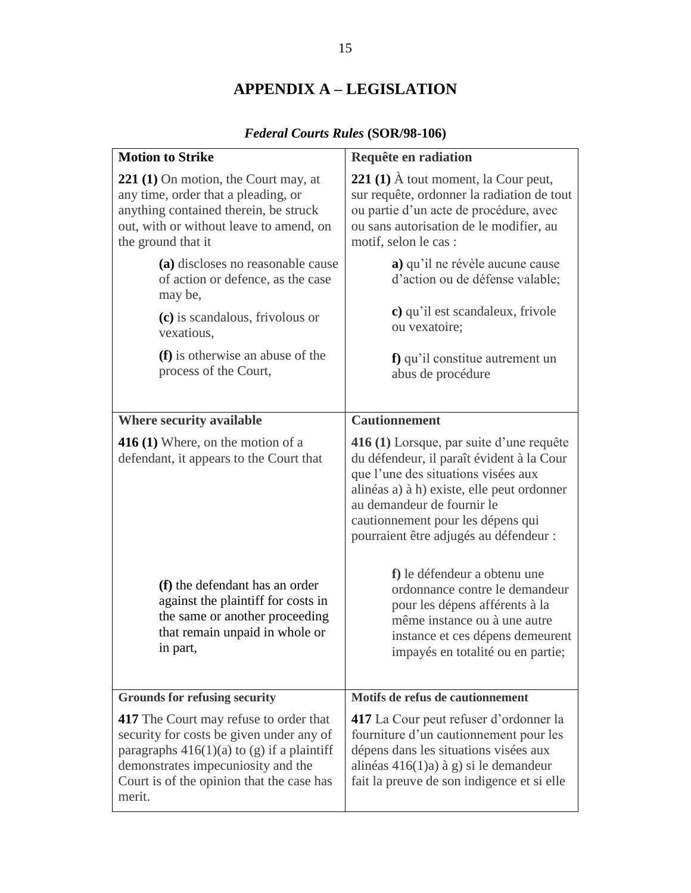# APPENDIX A – LEGISLATION

***Federal Courts Rules* (SOR/98-106)**

| **Motion to Strike** | **Requête en radiation** |
|---|---|
| **221 (1)** On motion, the Court may, at any time, order that a pleading, or anything contained therein, be struck out, with or without leave to amend, on the ground that it<br><br>**(a)** discloses no reasonable cause of action or defence, as the case may be,<br><br>**(c)** is scandalous, frivolous or vexatious,<br><br>**(f)** is otherwise an abuse of the process of the Court, | **221 (1)** À tout moment, la Cour peut, sur requête, ordonner la radiation de tout ou partie d'un acte de procédure, avec ou sans autorisation de le modifier, au motif, selon le cas :<br><br>**a)** qu'il ne révèle aucune cause d'action ou de défense valable;<br><br>**c)** qu'il est scandaleux, frivole ou vexatoire;<br><br>**f)** qu'il constitue autrement un abus de procédure |
| **Where security available** | **Cautionnement** |
| **416 (1)** Where, on the motion of a defendant, it appears to the Court that<br><br>**(f)** the defendant has an order against the plaintiff for costs in the same or another proceeding that remain unpaid in whole or in part, | **416 (1)** Lorsque, par suite d'une requête du défendeur, il paraît évident à la Cour que l'une des situations visées aux alinéas a) à h) existe, elle peut ordonner au demandeur de fournir le cautionnement pour les dépens qui pourraient être adjugés au défendeur :<br><br>**f)** le défendeur a obtenu une ordonnance contre le demandeur pour les dépens afférents à la même instance ou à une autre instance et ces dépens demeurent impayés en totalité ou en partie; |
| **Grounds for refusing security** | **Motifs de refus de cautionnement** |
| **417** The Court may refuse to order that security for costs be given under any of paragraphs 416(1)(a) to (g) if a plaintiff demonstrates impecuniosity and the Court is of the opinion that the case has merit. | **417** La Cour peut refuser d'ordonner la fourniture d'un cautionnement pour les dépens dans les situations visées aux alinéas 416(1)a) à g) si le demandeur fait la preuve de son indigence et si elle |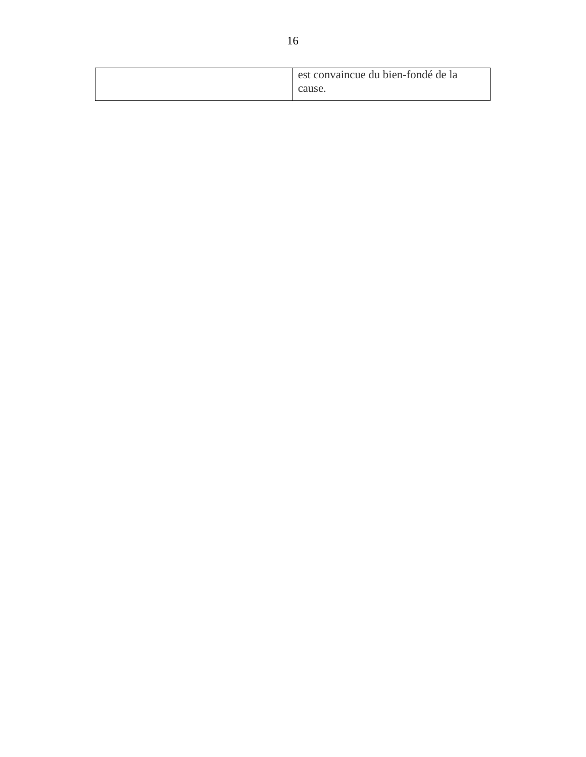| | |
|---|---|
| | est convaincue du bien-fondé de la cause. |